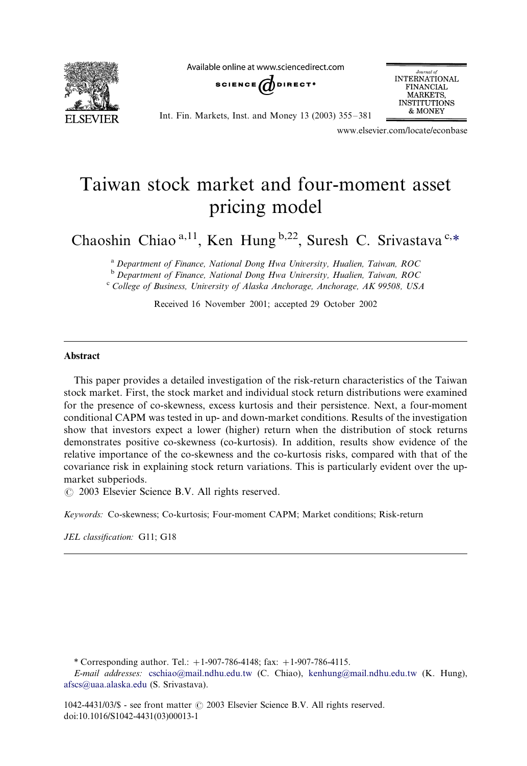# Taiwan stock market and four-moment asset pricing model

Chaoshin Chiao [a,11], Ken Hung [b,22], Suresh C. Srivastava [c,*]

[a] Department of Finance, National Dong Hwa University, Hualien, Taiwan, ROC

[b] Department of Finance, National Dong Hwa University, Hualien, Taiwan, ROC

[c] College of Business, University of Alaska Anchorage, Anchorage, AK 99508, USA

Received 16 November 2001; accepted 29 October 2002

## Abstract

This paper provides a detailed investigation of the risk-return characteristics of the Taiwan stock market. First, the stock market and individual stock return distributions were examined for the presence of co-skewness, excess kurtosis and their persistence. Next, a four-moment conditional CAPM was tested in up- and down-market conditions. Results of the investigation show that investors expect a lower (higher) return when the distribution of stock returns demonstrates positive co-skewness (co-kurtosis). In addition, results show evidence of the relative importance of the co-skewness and the co-kurtosis risks, compared with that of the covariance risk in explaining stock return variations. This is particularly evident over the up-market subperiods.

© 2003 Elsevier Science B.V. All rights reserved.

*Keywords:* Co-skewness; Co-kurtosis; Four-moment CAPM; Market conditions; Risk-return

*JEL classification:* G11; G18

---

\* Corresponding author. Tel.: +1-907-786-4148; fax: +1-907-786-4115.

*E-mail addresses:* cschiao@mail.ndhu.edu.tw (C. Chiao), kenhung@mail.ndhu.edu.tw (K. Hung), afscs@uaa.alaska.edu (S. Srivastava).

1042-4431/03/$ - see front matter © 2003 Elsevier Science B.V. All rights reserved.
doi:10.1016/S1042-4431(03)00013-1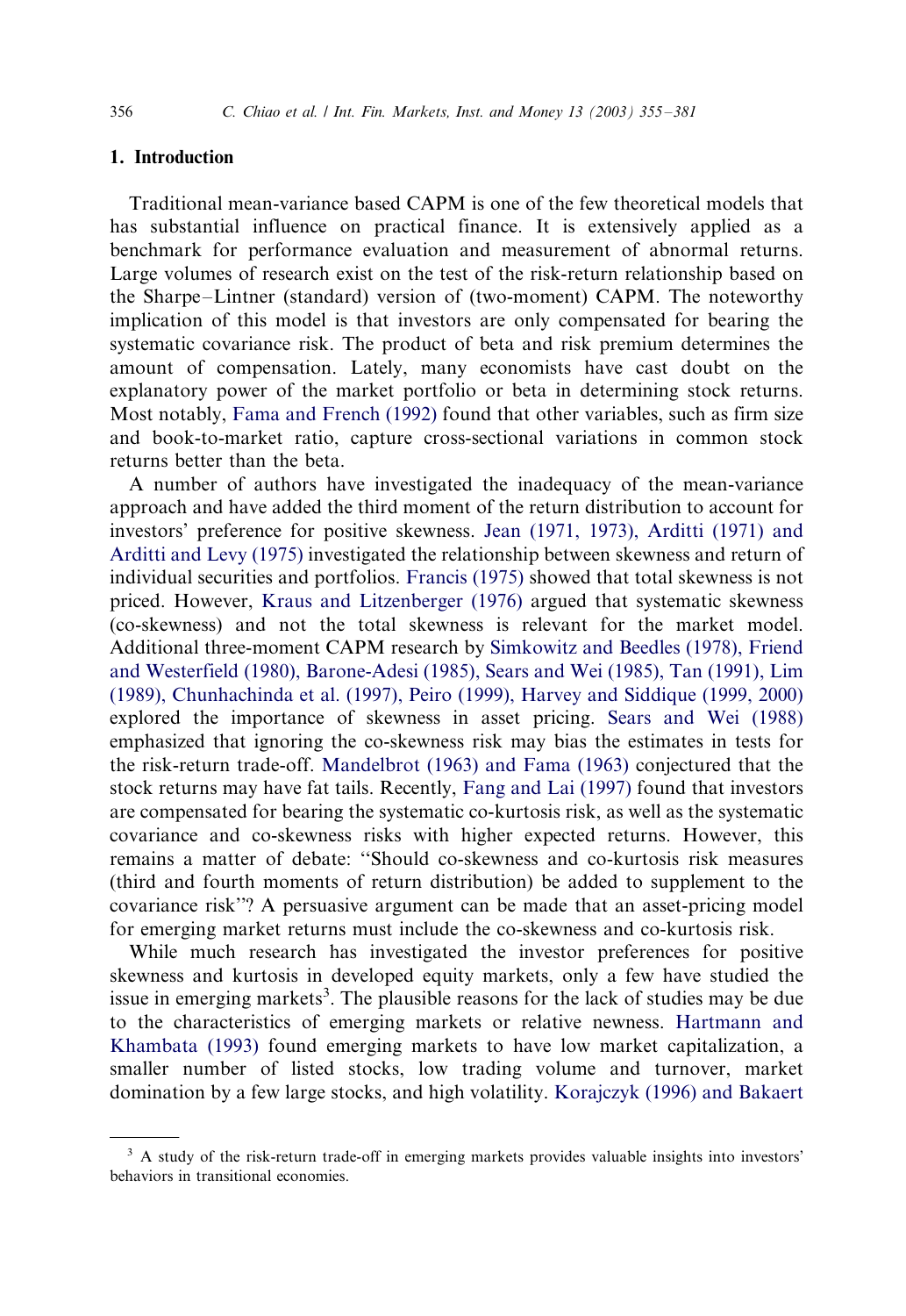## 1. Introduction

Traditional mean-variance based CAPM is one of the few theoretical models that has substantial influence on practical finance. It is extensively applied as a benchmark for performance evaluation and measurement of abnormal returns. Large volumes of research exist on the test of the risk-return relationship based on the Sharpe–Lintner (standard) version of (two-moment) CAPM. The noteworthy implication of this model is that investors are only compensated for bearing the systematic covariance risk. The product of beta and risk premium determines the amount of compensation. Lately, many economists have cast doubt on the explanatory power of the market portfolio or beta in determining stock returns. Most notably, Fama and French (1992) found that other variables, such as firm size and book-to-market ratio, capture cross-sectional variations in common stock returns better than the beta.

A number of authors have investigated the inadequacy of the mean-variance approach and have added the third moment of the return distribution to account for investors' preference for positive skewness. Jean (1971, 1973), Arditti (1971) and Arditti and Levy (1975) investigated the relationship between skewness and return of individual securities and portfolios. Francis (1975) showed that total skewness is not priced. However, Kraus and Litzenberger (1976) argued that systematic skewness (co-skewness) and not the total skewness is relevant for the market model. Additional three-moment CAPM research by Simkowitz and Beedles (1978), Friend and Westerfield (1980), Barone-Adesi (1985), Sears and Wei (1985), Tan (1991), Lim (1989), Chunhachinda et al. (1997), Peiro (1999), Harvey and Siddique (1999, 2000) explored the importance of skewness in asset pricing. Sears and Wei (1988) emphasized that ignoring the co-skewness risk may bias the estimates in tests for the risk-return trade-off. Mandelbrot (1963) and Fama (1963) conjectured that the stock returns may have fat tails. Recently, Fang and Lai (1997) found that investors are compensated for bearing the systematic co-kurtosis risk, as well as the systematic covariance and co-skewness risks with higher expected returns. However, this remains a matter of debate: "Should co-skewness and co-kurtosis risk measures (third and fourth moments of return distribution) be added to supplement to the covariance risk"? A persuasive argument can be made that an asset-pricing model for emerging market returns must include the co-skewness and co-kurtosis risk.

While much research has investigated the investor preferences for positive skewness and kurtosis in developed equity markets, only a few have studied the issue in emerging markets[3]. The plausible reasons for the lack of studies may be due to the characteristics of emerging markets or relative newness. Hartmann and Khambata (1993) found emerging markets to have low market capitalization, a smaller number of listed stocks, low trading volume and turnover, market domination by a few large stocks, and high volatility. Korajczyk (1996) and Bakaert

[3] A study of the risk-return trade-off in emerging markets provides valuable insights into investors' behaviors in transitional economies.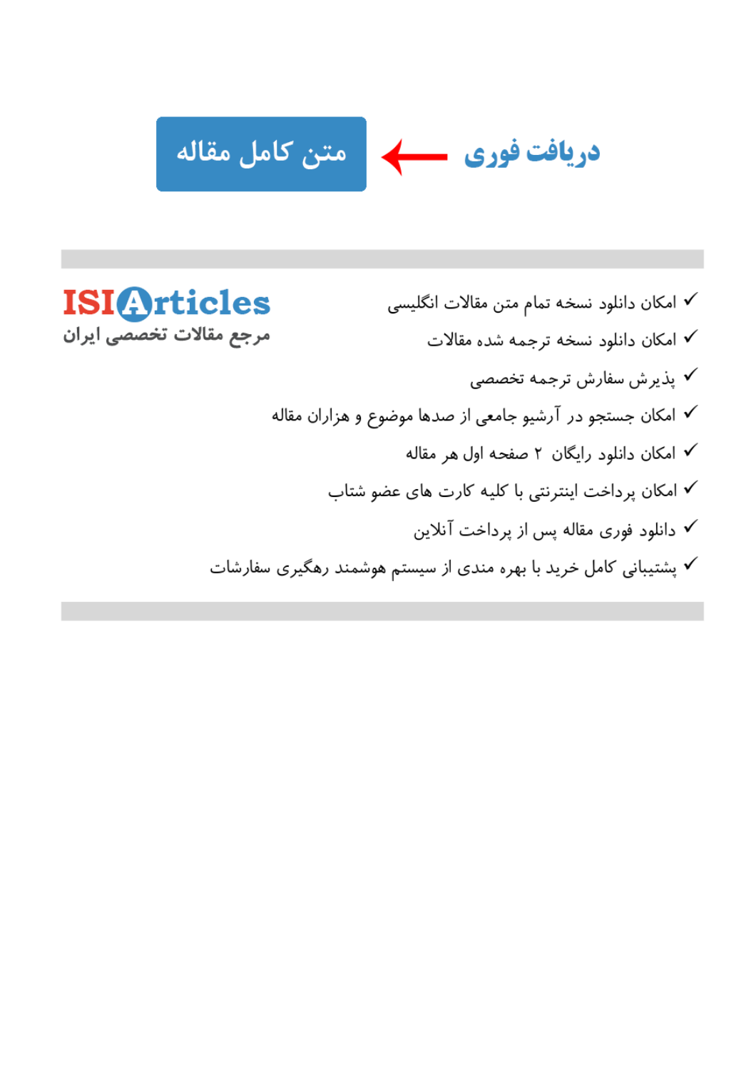دریافت فوری ← **متن کامل مقاله**

**ISIArticles**
مرجع مقالات تخصصی ایران

- ✓ امکان دانلود نسخه تمام متن مقالات انگلیسی
- ✓ امکان دانلود نسخه ترجمه شده مقالات
- ✓ پذیرش سفارش ترجمه تخصصی
- ✓ امکان جستجو در آرشیو جامعی از صدها موضوع و هزاران مقاله
- ✓ امکان دانلود رایگان ۲ صفحه اول هر مقاله
- ✓ امکان پرداخت اینترنتی با کلیه کارت های عضو شتاب
- ✓ دانلود فوری مقاله پس از پرداخت آنلاین
- ✓ پشتیبانی کامل خرید با بهره مندی از سیستم هوشمند رهگیری سفارشات